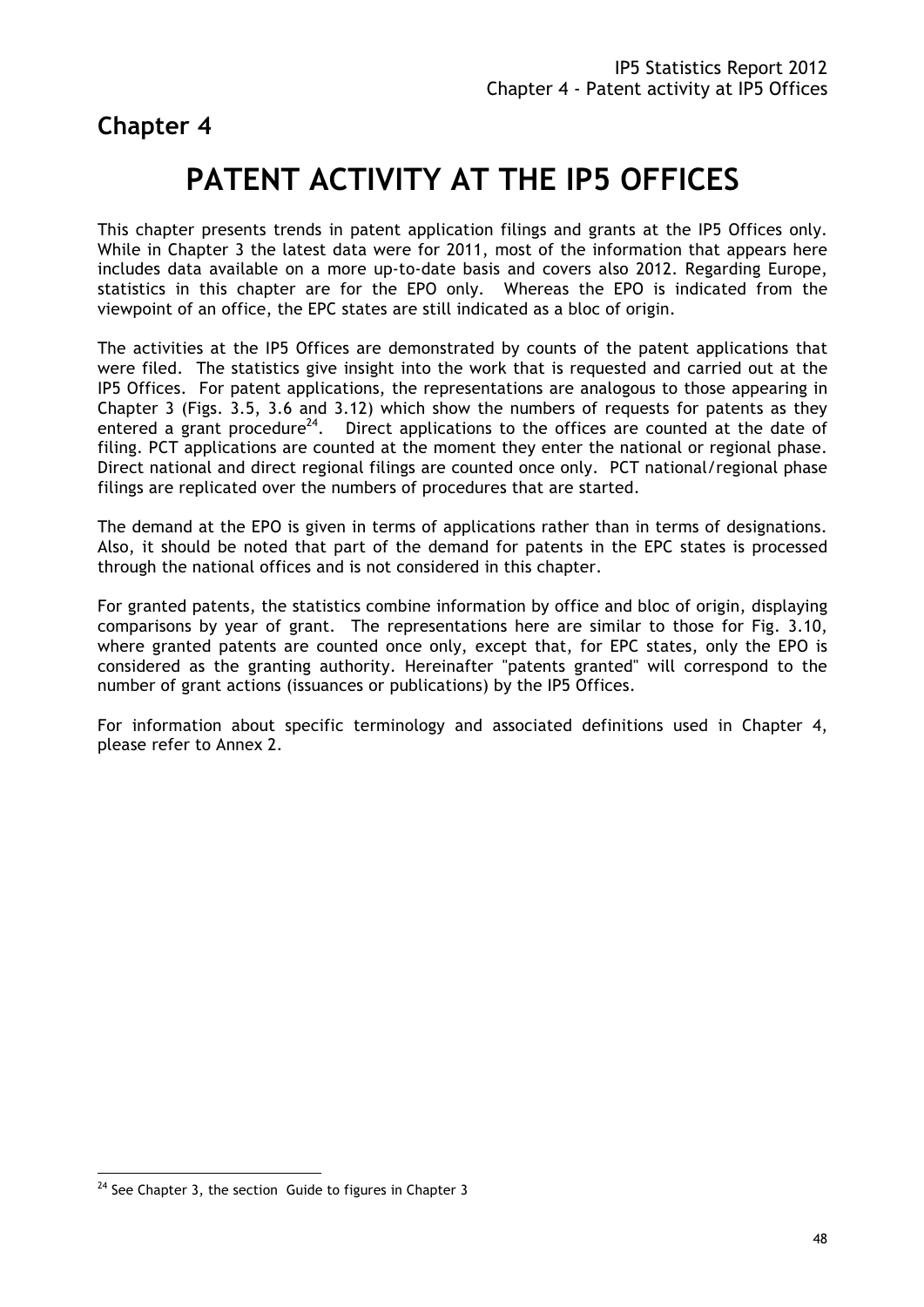# Chapter 4

# PATENT ACTIVITY AT THE IP5 OFFICES

This chapter presents trends in patent application filings and grants at the IP5 Offices only. While in Chapter 3 the latest data were for 2011, most of the information that appears here includes data available on a more up-to-date basis and covers also 2012. Regarding Europe, statistics in this chapter are for the EPO only. Whereas the EPO is indicated from the viewpoint of an office, the EPC states are still indicated as a bloc of origin.

The activities at the IP5 Offices are demonstrated by counts of the patent applications that were filed. The statistics give insight into the work that is requested and carried out at the IP5 Offices. For patent applications, the representations are analogous to those appearing in Chapter 3 (Figs. 3.5, 3.6 and 3.12) which show the numbers of requests for patents as they entered a grant procedure[24]. Direct applications to the offices are counted at the date of filing. PCT applications are counted at the moment they enter the national or regional phase. Direct national and direct regional filings are counted once only. PCT national/regional phase filings are replicated over the numbers of procedures that are started.

The demand at the EPO is given in terms of applications rather than in terms of designations. Also, it should be noted that part of the demand for patents in the EPC states is processed through the national offices and is not considered in this chapter.

For granted patents, the statistics combine information by office and bloc of origin, displaying comparisons by year of grant. The representations here are similar to those for Fig. 3.10, where granted patents are counted once only, except that, for EPC states, only the EPO is considered as the granting authority. Hereinafter "patents granted" will correspond to the number of grant actions (issuances or publications) by the IP5 Offices.

For information about specific terminology and associated definitions used in Chapter 4, please refer to Annex 2.

[24] See Chapter 3, the section Guide to figures in Chapter 3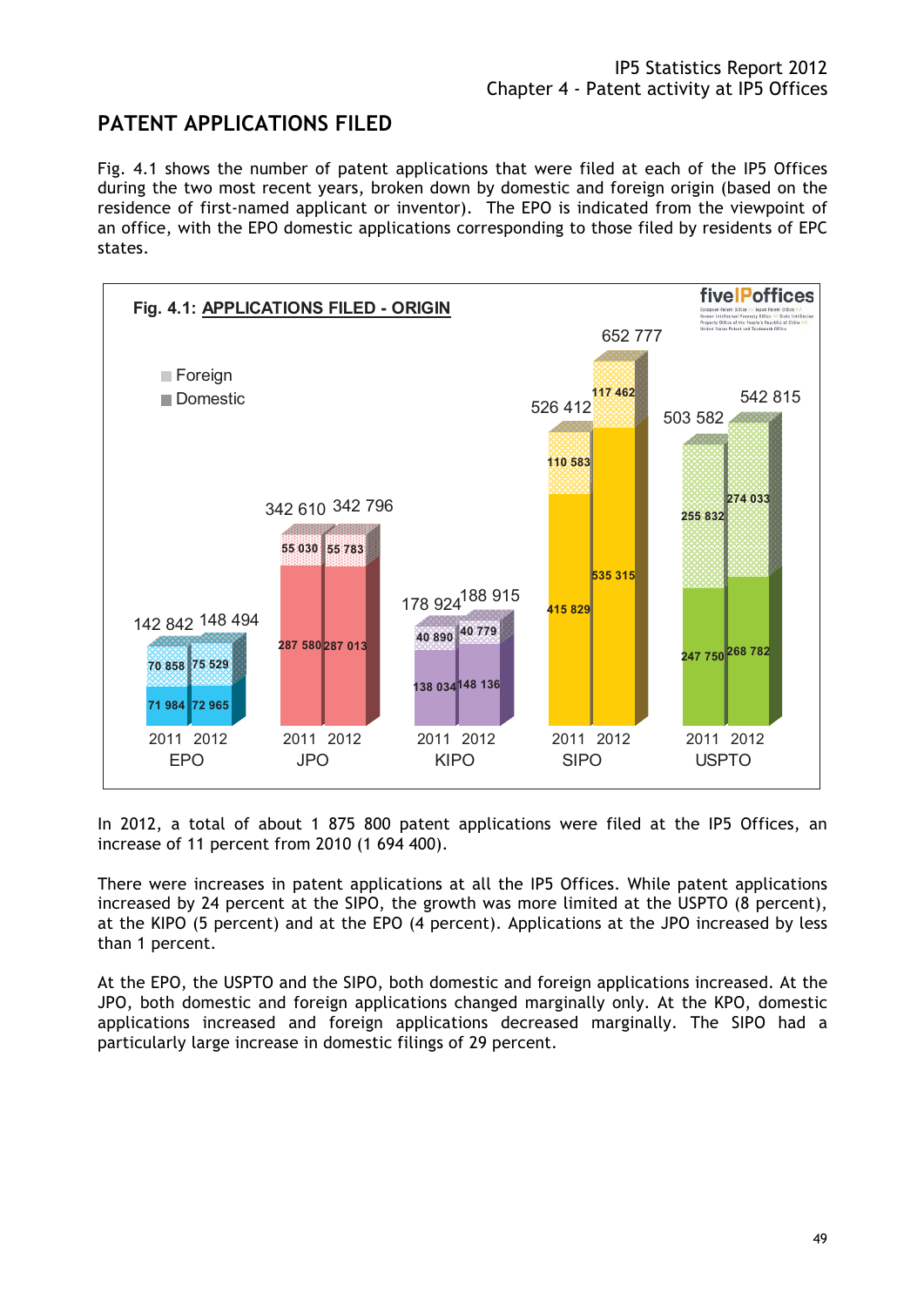## PATENT APPLICATIONS FILED

Fig. 4.1 shows the number of patent applications that were filed at each of the IP5 Offices during the two most recent years, broken down by domestic and foreign origin (based on the residence of first-named applicant or inventor). The EPO is indicated from the viewpoint of an office, with the EPO domestic applications corresponding to those filed by residents of EPC states.

**Fig. 4.1: APPLICATIONS FILED - ORIGIN**

| Office | Year | Domestic | Foreign | Total |
|---|---|---|---|---|
| EPO | 2011 | 71 984 | 70 858 | 142 842 |
| EPO | 2012 | 72 965 | 75 529 | 148 494 |
| JPO | 2011 | 287 580 | 55 030 | 342 610 |
| JPO | 2012 | 287 013 | 55 783 | 342 796 |
| KIPO | 2011 | 138 034 | 40 890 | 178 924 |
| KIPO | 2012 | 148 136 | 40 779 | 188 915 |
| SIPO | 2011 | 415 829 | 110 583 | 526 412 |
| SIPO | 2012 | 535 315 | 117 462 | 652 777 |
| USPTO | 2011 | 247 750 | 255 832 | 503 582 |
| USPTO | 2012 | 268 782 | 274 033 | 542 815 |

In 2012, a total of about 1 875 800 patent applications were filed at the IP5 Offices, an increase of 11 percent from 2010 (1 694 400).

There were increases in patent applications at all the IP5 Offices. While patent applications increased by 24 percent at the SIPO, the growth was more limited at the USPTO (8 percent), at the KIPO (5 percent) and at the EPO (4 percent). Applications at the JPO increased by less than 1 percent.

At the EPO, the USPTO and the SIPO, both domestic and foreign applications increased. At the JPO, both domestic and foreign applications changed marginally only. At the KPO, domestic applications increased and foreign applications decreased marginally. The SIPO had a particularly large increase in domestic filings of 29 percent.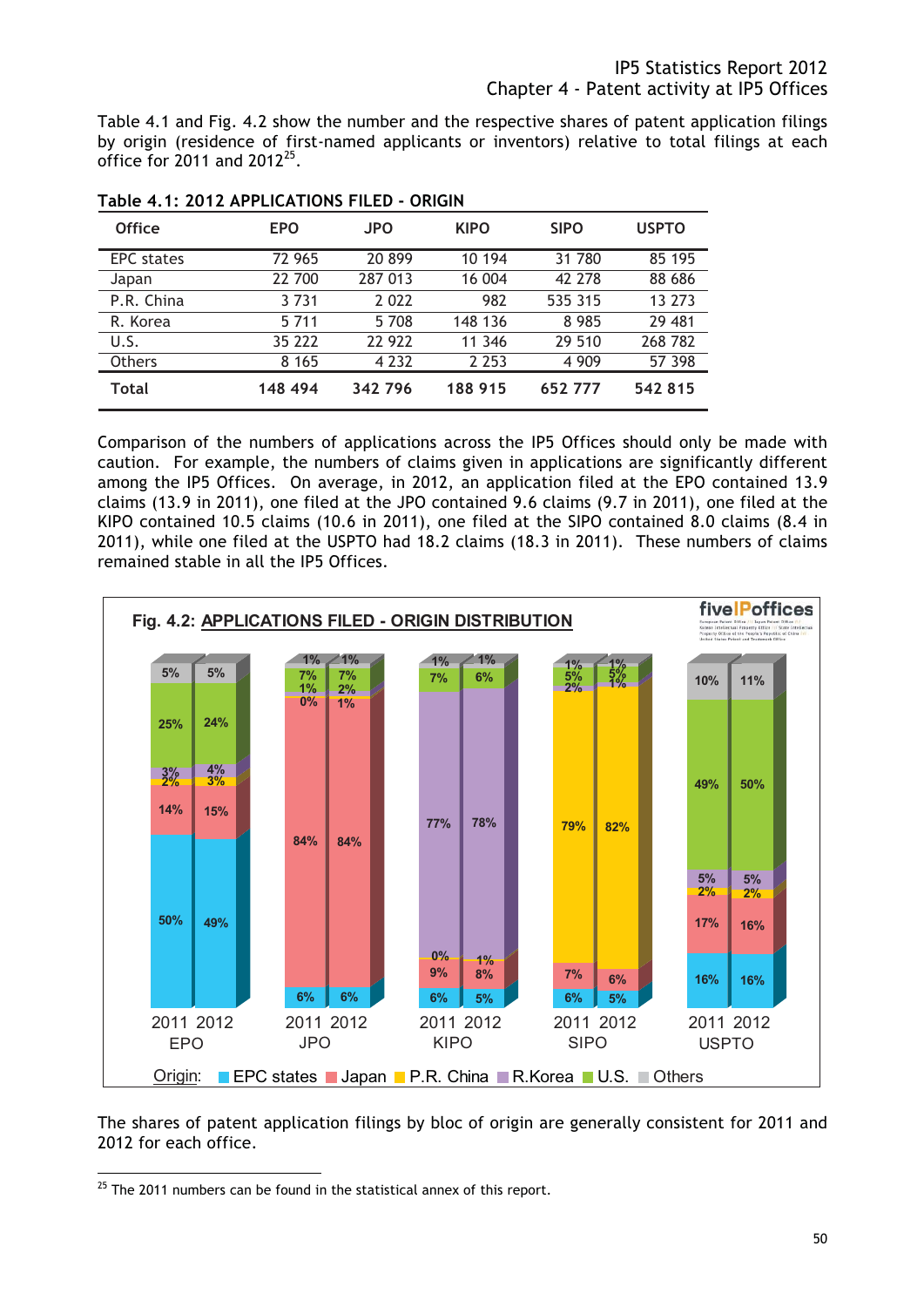Table 4.1 and Fig. 4.2 show the number and the respective shares of patent application filings by origin (residence of first-named applicants or inventors) relative to total filings at each office for 2011 and 2012[25].

**Table 4.1: 2012 APPLICATIONS FILED - ORIGIN**

| Office | EPO | JPO | KIPO | SIPO | USPTO |
|---|---|---|---|---|---|
| EPC states | 72 965 | 20 899 | 10 194 | 31 780 | 85 195 |
| Japan | 22 700 | 287 013 | 16 004 | 42 278 | 88 686 |
| P.R. China | 3 731 | 2 022 | 982 | 535 315 | 13 273 |
| R. Korea | 5 711 | 5 708 | 148 136 | 8 985 | 29 481 |
| U.S. | 35 222 | 22 922 | 11 346 | 29 510 | 268 782 |
| Others | 8 165 | 4 232 | 2 253 | 4 909 | 57 398 |
| **Total** | **148 494** | **342 796** | **188 915** | **652 777** | **542 815** |

Comparison of the numbers of applications across the IP5 Offices should only be made with caution. For example, the numbers of claims given in applications are significantly different among the IP5 Offices. On average, in 2012, an application filed at the EPO contained 13.9 claims (13.9 in 2011), one filed at the JPO contained 9.6 claims (9.7 in 2011), one filed at the KIPO contained 10.5 claims (10.6 in 2011), one filed at the SIPO contained 8.0 claims (8.4 in 2011), while one filed at the USPTO had 18.2 claims (18.3 in 2011). These numbers of claims remained stable in all the IP5 Offices.

**Fig. 4.2: APPLICATIONS FILED - ORIGIN DISTRIBUTION**

| Origin | EPO 2011 | EPO 2012 | JPO 2011 | JPO 2012 | KIPO 2011 | KIPO 2012 | SIPO 2011 | SIPO 2012 | USPTO 2011 | USPTO 2012 |
|---|---|---|---|---|---|---|---|---|---|---|
| EPC states | 50% | 49% | 6% | 6% | 6% | 5% | 6% | 5% | 16% | 16% |
| Japan | 14% | 15% | 84% | 84% | 9% | 8% | 7% | 6% | 17% | 16% |
| P.R. China | 2% | 3% | 0% | 1% | 0% | 1% | 79% | 82% | 2% | 2% |
| R.Korea | 3% | 4% | 1% | 2% | 77% | 78% | 2% | 1% | 5% | 5% |
| U.S. | 25% | 24% | 7% | 7% | 7% | 6% | 5% | 5% | 49% | 50% |
| Others | 5% | 5% | 1% | 1% | 1% | 1% | 1% | 1% | 10% | 11% |

The shares of patent application filings by bloc of origin are generally consistent for 2011 and 2012 for each office.

[25] The 2011 numbers can be found in the statistical annex of this report.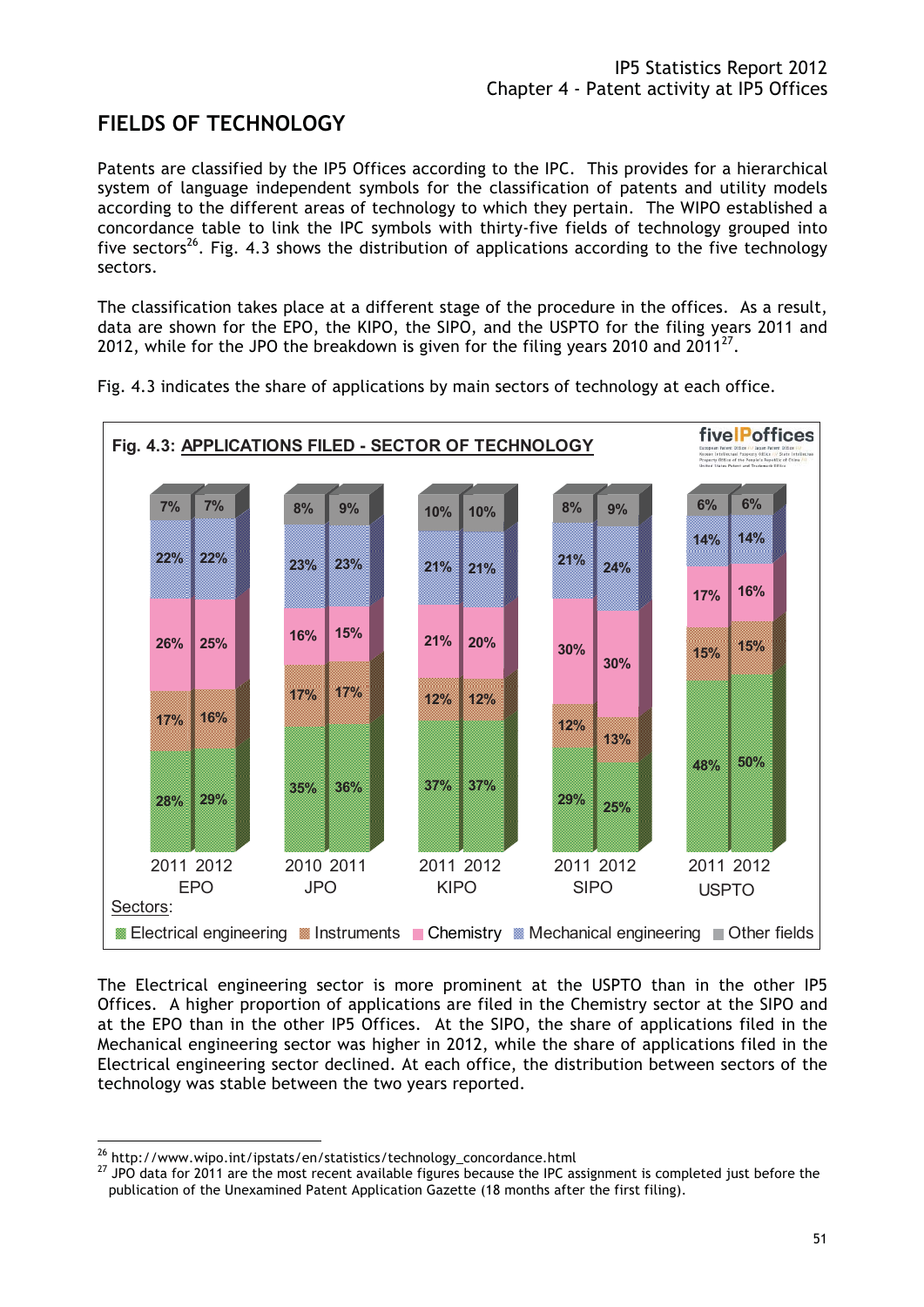## FIELDS OF TECHNOLOGY

Patents are classified by the IP5 Offices according to the IPC. This provides for a hierarchical system of language independent symbols for the classification of patents and utility models according to the different areas of technology to which they pertain. The WIPO established a concordance table to link the IPC symbols with thirty-five fields of technology grouped into five sectors[26]. Fig. 4.3 shows the distribution of applications according to the five technology sectors.

The classification takes place at a different stage of the procedure in the offices. As a result, data are shown for the EPO, the KIPO, the SIPO, and the USPTO for the filing years 2011 and 2012, while for the JPO the breakdown is given for the filing years 2010 and 2011[27].

Fig. 4.3 indicates the share of applications by main sectors of technology at each office.

**Fig. 4.3: APPLICATIONS FILED - SECTOR OF TECHNOLOGY**

| Sectors | EPO 2011 | EPO 2012 | JPO 2010 | JPO 2011 | KIPO 2011 | KIPO 2012 | SIPO 2011 | SIPO 2012 | USPTO 2011 | USPTO 2012 |
|---|---|---|---|---|---|---|---|---|---|---|
| Other fields | 7% | 7% | 8% | 9% | 10% | 10% | 8% | 9% | 6% | 6% |
| Mechanical engineering | 22% | 22% | 23% | 23% | 21% | 21% | 21% | 24% | 14% | 14% |
| Chemistry | 26% | 25% | 16% | 15% | 21% | 20% | 30% | 30% | 17% | 16% |
| Instruments | 17% | 16% | 17% | 17% | 12% | 12% | 12% | 13% | 15% | 15% |
| Electrical engineering | 28% | 29% | 35% | 36% | 37% | 37% | 29% | 25% | 48% | 50% |

The Electrical engineering sector is more prominent at the USPTO than in the other IP5 Offices. A higher proportion of applications are filed in the Chemistry sector at the SIPO and at the EPO than in the other IP5 Offices. At the SIPO, the share of applications filed in the Mechanical engineering sector was higher in 2012, while the share of applications filed in the Electrical engineering sector declined. At each office, the distribution between sectors of the technology was stable between the two years reported.

---

[26] http://www.wipo.int/ipstats/en/statistics/technology_concordance.html

[27] JPO data for 2011 are the most recent available figures because the IPC assignment is completed just before the publication of the Unexamined Patent Application Gazette (18 months after the first filing).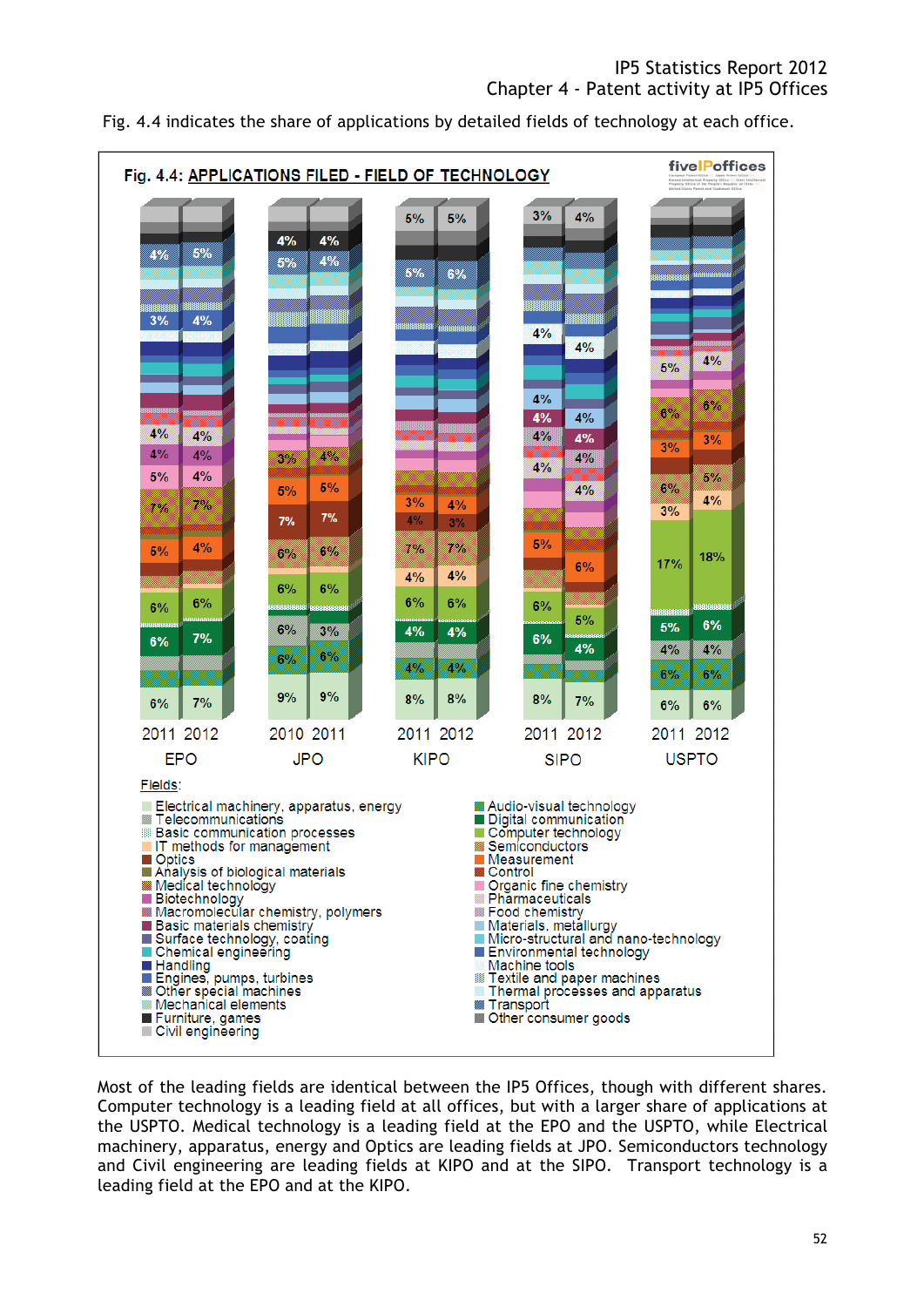Fig. 4.4 indicates the share of applications by detailed fields of technology at each office.

**Fig. 4.4: APPLICATIONS FILED - FIELD OF TECHNOLOGY**

2011 2012 EPO | 2010 2011 JPO | 2011 2012 KIPO | 2011 2012 SIPO | 2011 2012 USPTO

Fields:

- Electrical machinery, apparatus, energy
- Telecommunications
- Basic communication processes
- IT methods for management
- Optics
- Analysis of biological materials
- Medical technology
- Biotechnology
- Macromolecular chemistry, polymers
- Basic materials chemistry
- Surface technology, coating
- Chemical engineering
- Handling
- Engines, pumps, turbines
- Other special machines
- Mechanical elements
- Furniture, games
- Civil engineering
- Audio-visual technology
- Digital communication
- Computer technology
- Semiconductors
- Measurement
- Control
- Organic fine chemistry
- Pharmaceuticals
- Food chemistry
- Materials, metallurgy
- Micro-structural and nano-technology
- Environmental technology
- Machine tools
- Textile and paper machines
- Thermal processes and apparatus
- Transport
- Other consumer goods

Most of the leading fields are identical between the IP5 Offices, though with different shares. Computer technology is a leading field at all offices, but with a larger share of applications at the USPTO. Medical technology is a leading field at the EPO and the USPTO, while Electrical machinery, apparatus, energy and Optics are leading fields at JPO. Semiconductors technology and Civil engineering are leading fields at KIPO and at the SIPO. Transport technology is a leading field at the EPO and at the KIPO.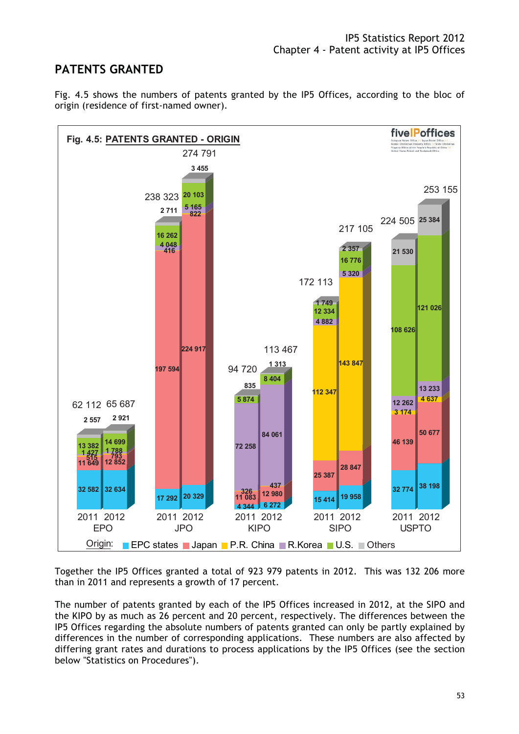## PATENTS GRANTED

Fig. 4.5 shows the numbers of patents granted by the IP5 Offices, according to the bloc of origin (residence of first-named owner).

**Fig. 4.5: PATENTS GRANTED - ORIGIN**

| Office | Year | EPC states | Japan | P.R. China | R.Korea | U.S. | Others | Total |
|---|---|---|---|---|---|---|---|---|
| EPO | 2011 | 32 582 | 11 649 | 515 | 1 427 | 13 382 | 2 557 | 62 112 |
| EPO | 2012 | 32 634 | 12 852 | 793 | 1 788 | 14 699 | 2 921 | 65 687 |
| JPO | 2011 | 17 292 | 197 594 | 416 | 4 048 | 16 262 | 2 711 | 238 323 |
| JPO | 2012 | 20 329 | 224 917 | 822 | 5 165 | 20 103 | 3 455 | 274 791 |
| KIPO | 2011 | 4 344 | 11 083 | 326 | 72 258 | 5 874 | 835 | 94 720 |
| KIPO | 2012 | 6 272 | 12 980 | 437 | 84 061 | 8 404 | 1 313 | 113 467 |
| SIPO | 2011 | 15 414 | 25 387 | 112 347 | 4 882 | 12 334 | 1 749 | 172 113 |
| SIPO | 2012 | 19 958 | 28 847 | 143 847 | 5 320 | 16 776 | 2 357 | 217 105 |
| USPTO | 2011 | 32 774 | 46 139 | 3 174 | 12 262 | 108 626 | 21 530 | 224 505 |
| USPTO | 2012 | 38 198 | 50 677 | 4 637 | 13 233 | 121 026 | 25 384 | 253 155 |

Together the IP5 Offices granted a total of 923 979 patents in 2012. This was 132 206 more than in 2011 and represents a growth of 17 percent.

The number of patents granted by each of the IP5 Offices increased in 2012, at the SIPO and the KIPO by as much as 26 percent and 20 percent, respectively. The differences between the IP5 Offices regarding the absolute numbers of patents granted can only be partly explained by differences in the number of corresponding applications. These numbers are also affected by differing grant rates and durations to process applications by the IP5 Offices (see the section below "Statistics on Procedures").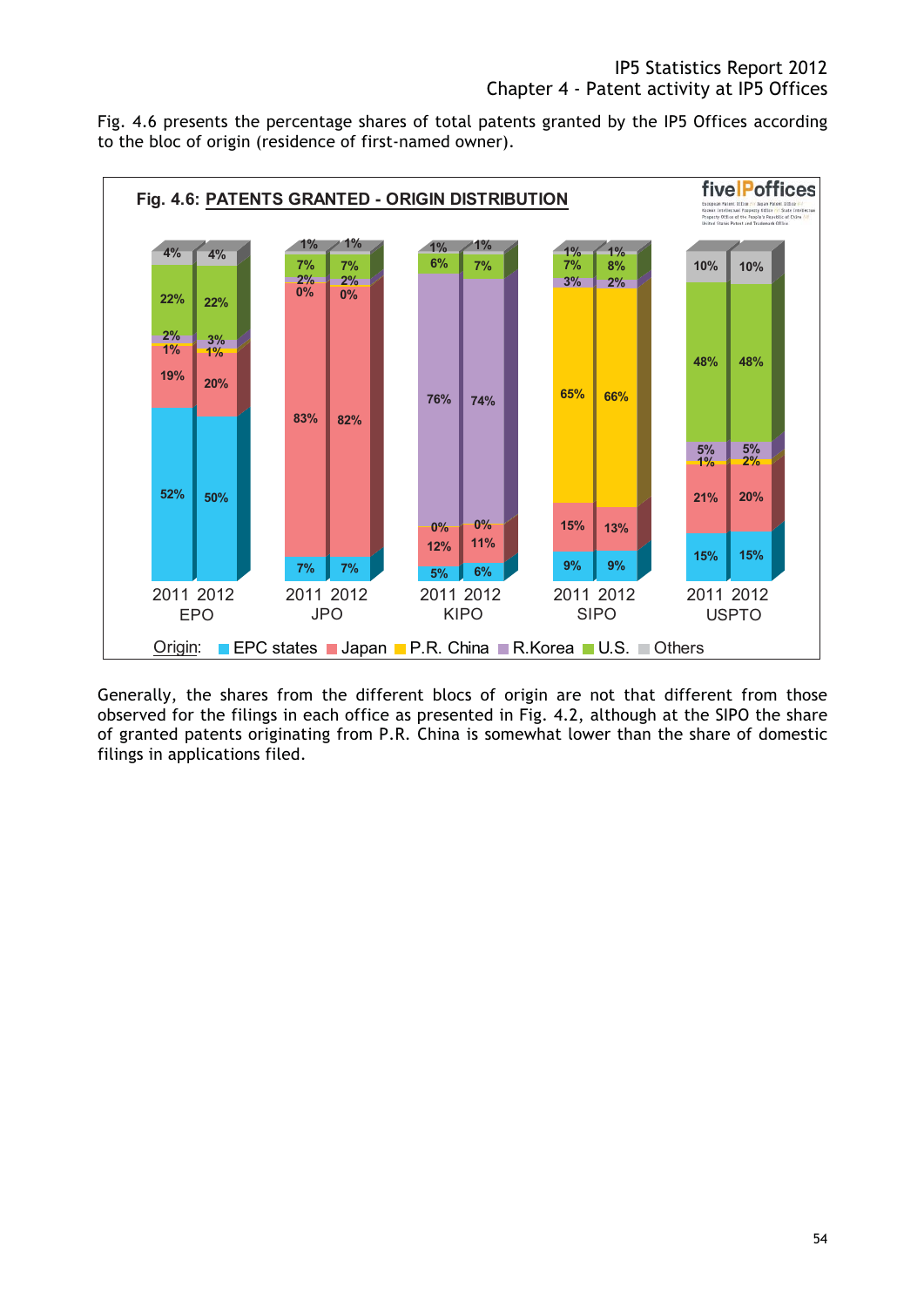Fig. 4.6 presents the percentage shares of total patents granted by the IP5 Offices according to the bloc of origin (residence of first-named owner).

**Fig. 4.6: PATENTS GRANTED - ORIGIN DISTRIBUTION**

| Origin | EPO 2011 | EPO 2012 | JPO 2011 | JPO 2012 | KIPO 2011 | KIPO 2012 | SIPO 2011 | SIPO 2012 | USPTO 2011 | USPTO 2012 |
|---|---|---|---|---|---|---|---|---|---|---|
| EPC states | 52% | 50% | 7% | 7% | 5% | 6% | 9% | 9% | 15% | 15% |
| Japan | 19% | 20% | 83% | 82% | 12% | 11% | 15% | 13% | 21% | 20% |
| P.R. China | 1% | 1% | 0% | 0% | 0% | 0% | 65% | 66% | 1% | 2% |
| R.Korea | 2% | 3% | 2% | 2% | 76% | 74% | 3% | 2% | 5% | 5% |
| U.S. | 22% | 22% | 7% | 7% | 6% | 7% | 7% | 8% | 48% | 48% |
| Others | 4% | 4% | 1% | 1% | 1% | 1% | 1% | 1% | 10% | 10% |

Generally, the shares from the different blocs of origin are not that different from those observed for the filings in each office as presented in Fig. 4.2, although at the SIPO the share of granted patents originating from P.R. China is somewhat lower than the share of domestic filings in applications filed.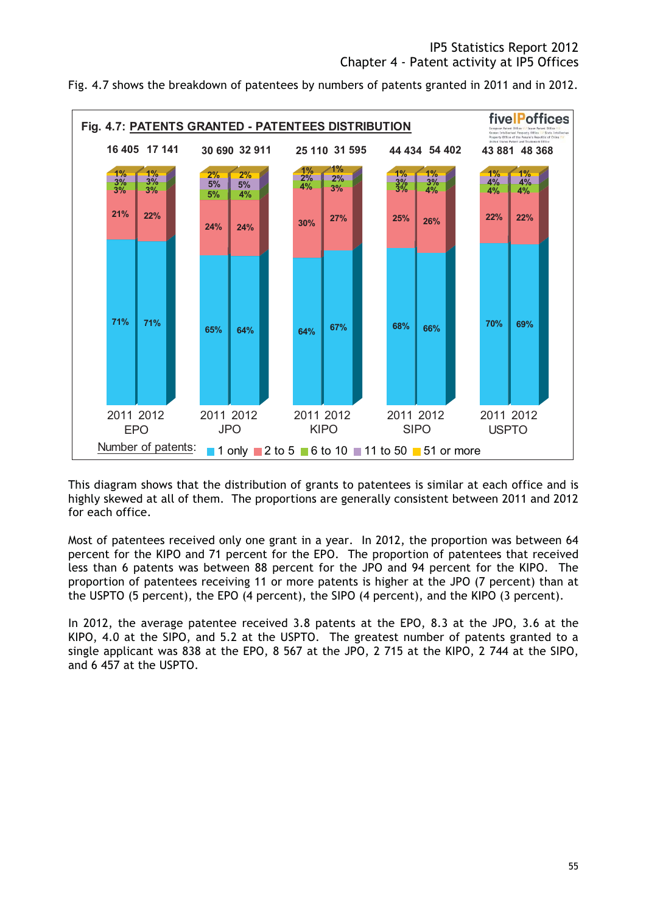Fig. 4.7 shows the breakdown of patentees by numbers of patents granted in 2011 and in 2012.

**Fig. 4.7: PATENTS GRANTED - PATENTEES DISTRIBUTION**

| Number of patents | EPO 2011 | EPO 2012 | JPO 2011 | JPO 2012 | KIPO 2011 | KIPO 2012 | SIPO 2011 | SIPO 2012 | USPTO 2011 | USPTO 2012 |
|---|---|---|---|---|---|---|---|---|---|---|
| Total patentees | 16 405 | 17 141 | 30 690 | 32 911 | 25 110 | 31 595 | 44 434 | 54 402 | 43 881 | 48 368 |
| 1 only | 71% | 71% | 65% | 64% | 64% | 67% | 68% | 66% | 70% | 69% |
| 2 to 5 | 21% | 22% | 24% | 24% | 30% | 27% | 25% | 26% | 22% | 22% |
| 6 to 10 | 3% | 3% | 5% | 4% | 4% | 3% | 3% | 4% | 4% | 4% |
| 11 to 50 | 3% | 3% | 5% | 5% | 2% | 2% | 3% | 3% | 4% | 4% |
| 51 or more | 1% | 1% | 2% | 2% | 1% | 1% | 1% | 1% | 1% | 1% |

This diagram shows that the distribution of grants to patentees is similar at each office and is highly skewed at all of them. The proportions are generally consistent between 2011 and 2012 for each office.

Most of patentees received only one grant in a year. In 2012, the proportion was between 64 percent for the KIPO and 71 percent for the EPO. The proportion of patentees that received less than 6 patents was between 88 percent for the JPO and 94 percent for the KIPO. The proportion of patentees receiving 11 or more patents is higher at the JPO (7 percent) than at the USPTO (5 percent), the EPO (4 percent), the SIPO (4 percent), and the KIPO (3 percent).

In 2012, the average patentee received 3.8 patents at the EPO, 8.3 at the JPO, 3.6 at the KIPO, 4.0 at the SIPO, and 5.2 at the USPTO. The greatest number of patents granted to a single applicant was 838 at the EPO, 8 567 at the JPO, 2 715 at the KIPO, 2 744 at the SIPO, and 6 457 at the USPTO.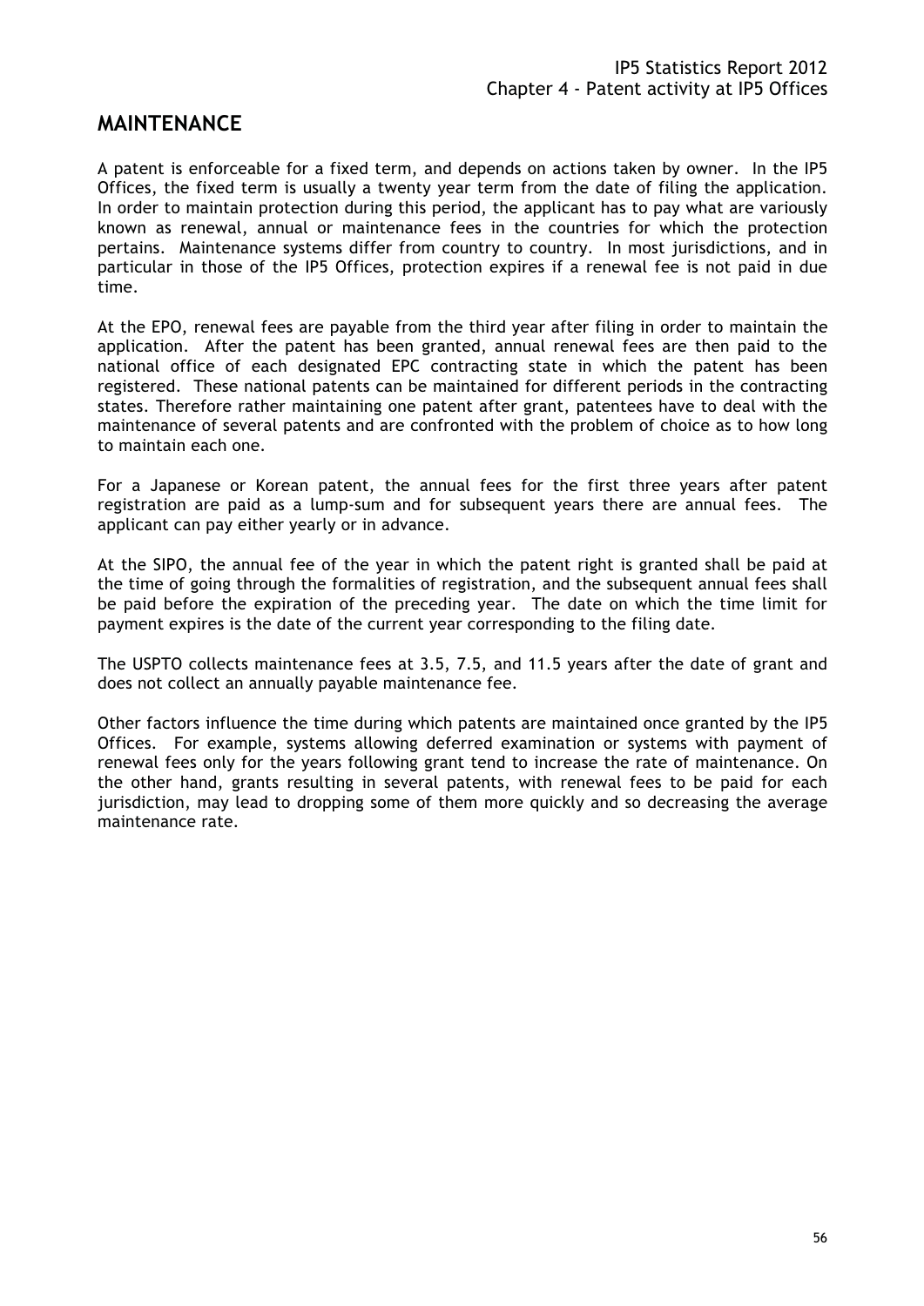## MAINTENANCE

A patent is enforceable for a fixed term, and depends on actions taken by owner. In the IP5 Offices, the fixed term is usually a twenty year term from the date of filing the application. In order to maintain protection during this period, the applicant has to pay what are variously known as renewal, annual or maintenance fees in the countries for which the protection pertains. Maintenance systems differ from country to country. In most jurisdictions, and in particular in those of the IP5 Offices, protection expires if a renewal fee is not paid in due time.

At the EPO, renewal fees are payable from the third year after filing in order to maintain the application. After the patent has been granted, annual renewal fees are then paid to the national office of each designated EPC contracting state in which the patent has been registered. These national patents can be maintained for different periods in the contracting states. Therefore rather maintaining one patent after grant, patentees have to deal with the maintenance of several patents and are confronted with the problem of choice as to how long to maintain each one.

For a Japanese or Korean patent, the annual fees for the first three years after patent registration are paid as a lump-sum and for subsequent years there are annual fees. The applicant can pay either yearly or in advance.

At the SIPO, the annual fee of the year in which the patent right is granted shall be paid at the time of going through the formalities of registration, and the subsequent annual fees shall be paid before the expiration of the preceding year. The date on which the time limit for payment expires is the date of the current year corresponding to the filing date.

The USPTO collects maintenance fees at 3.5, 7.5, and 11.5 years after the date of grant and does not collect an annually payable maintenance fee.

Other factors influence the time during which patents are maintained once granted by the IP5 Offices. For example, systems allowing deferred examination or systems with payment of renewal fees only for the years following grant tend to increase the rate of maintenance. On the other hand, grants resulting in several patents, with renewal fees to be paid for each jurisdiction, may lead to dropping some of them more quickly and so decreasing the average maintenance rate.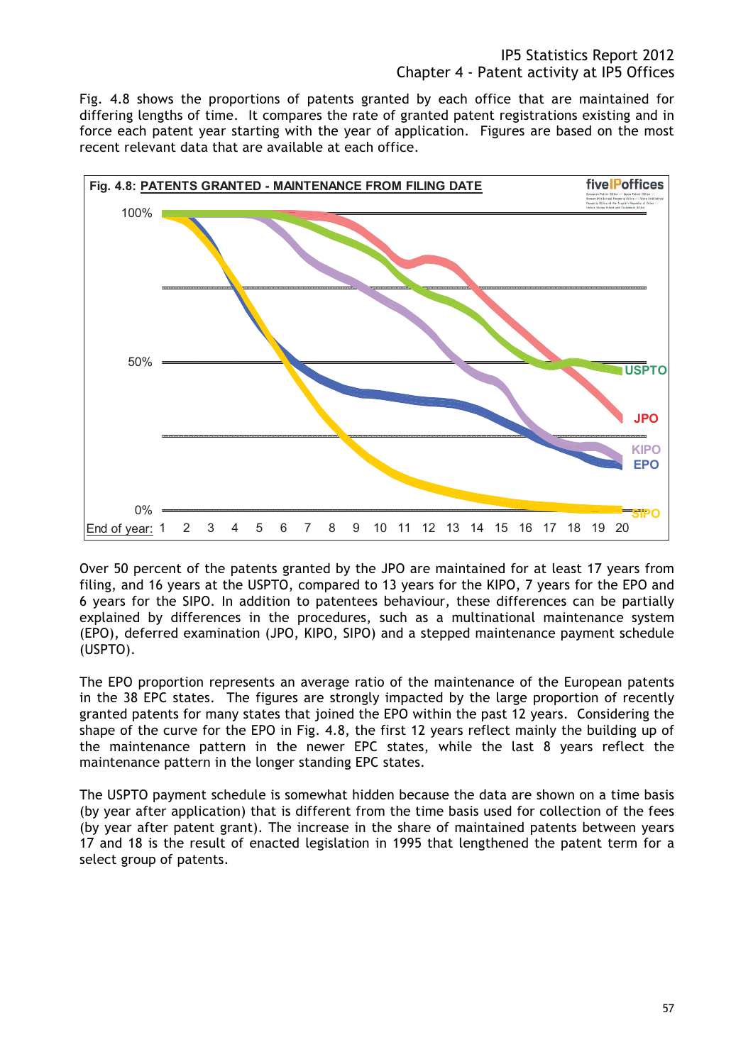Fig. 4.8 shows the proportions of patents granted by each office that are maintained for differing lengths of time. It compares the rate of granted patent registrations existing and in force each patent year starting with the year of application. Figures are based on the most recent relevant data that are available at each office.

**Fig. 4.8: PATENTS GRANTED - MAINTENANCE FROM FILING DATE**

Over 50 percent of the patents granted by the JPO are maintained for at least 17 years from filing, and 16 years at the USPTO, compared to 13 years for the KIPO, 7 years for the EPO and 6 years for the SIPO. In addition to patentees behaviour, these differences can be partially explained by differences in the procedures, such as a multinational maintenance system (EPO), deferred examination (JPO, KIPO, SIPO) and a stepped maintenance payment schedule (USPTO).

The EPO proportion represents an average ratio of the maintenance of the European patents in the 38 EPC states. The figures are strongly impacted by the large proportion of recently granted patents for many states that joined the EPO within the past 12 years. Considering the shape of the curve for the EPO in Fig. 4.8, the first 12 years reflect mainly the building up of the maintenance pattern in the newer EPC states, while the last 8 years reflect the maintenance pattern in the longer standing EPC states.

The USPTO payment schedule is somewhat hidden because the data are shown on a time basis (by year after application) that is different from the time basis used for collection of the fees (by year after patent grant). The increase in the share of maintained patents between years 17 and 18 is the result of enacted legislation in 1995 that lengthened the patent term for a select group of patents.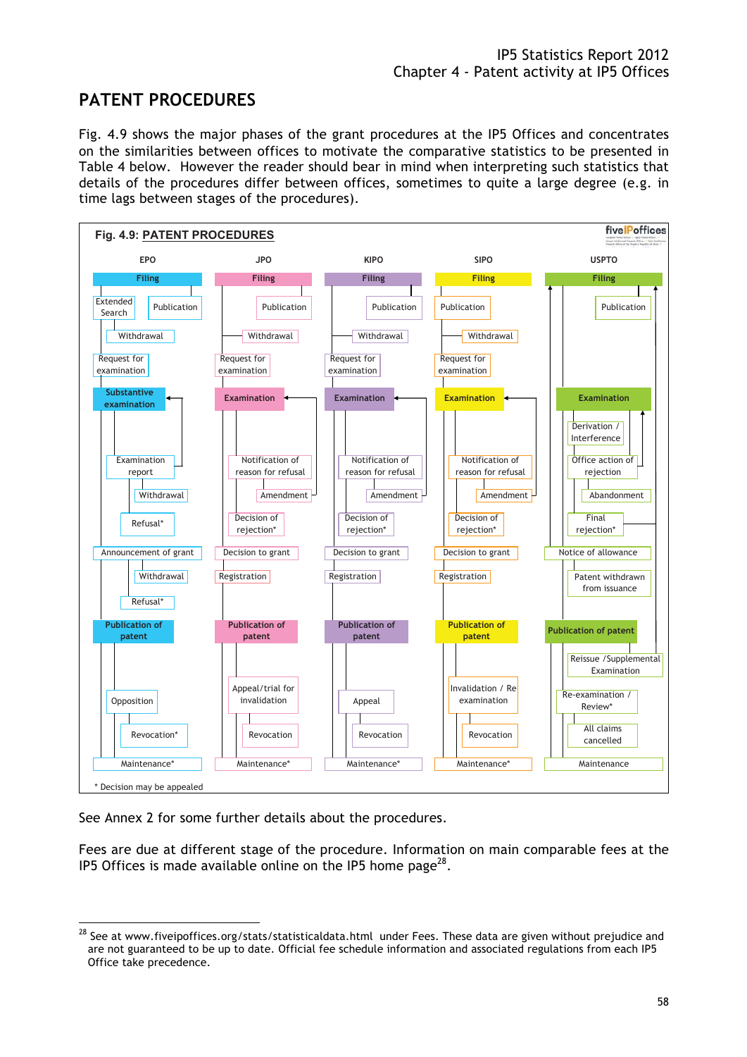## PATENT PROCEDURES

Fig. 4.9 shows the major phases of the grant procedures at the IP5 Offices and concentrates on the similarities between offices to motivate the comparative statistics to be presented in Table 4 below. However the reader should bear in mind when interpreting such statistics that details of the procedures differ between offices, sometimes to quite a large degree (e.g. in time lags between stages of the procedures).

**Fig. 4.9: PATENT PROCEDURES**

| EPO | JPO | KIPO | SIPO | USPTO |
|---|---|---|---|---|
| Filing | Filing | Filing | Filing | Filing |
| Extended Search | | | | |
| Publication | Publication | Publication | Publication | Publication |
| Withdrawal | Withdrawal | Withdrawal | Withdrawal | |
| Request for examination | Request for examination | Request for examination | Request for examination | |
| Substantive examination | Examination | Examination | Examination | Examination |
| | | | | Derivation / Interference |
| Examination report | Notification of reason for refusal | Notification of reason for refusal | Notification of reason for refusal | Office action of rejection |
| Withdrawal | Amendment | Amendment | Amendment | Abandonment |
| Refusal* | Decision of rejection* | Decision of rejection* | Decision of rejection* | Final rejection* |
| Announcement of grant | Decision to grant | Decision to grant | Decision to grant | Notice of allowance |
| Withdrawal | Registration | Registration | Registration | Patent withdrawn from issuance |
| Refusal* | | | | |
| Publication of patent | Publication of patent | Publication of patent | Publication of patent | Publication of patent |
| | | | | Reissue /Supplemental Examination |
| Opposition | Appeal/trial for invalidation | Appeal | Invalidation / Re examination | Re-examination / Review* |
| Revocation* | Revocation | Revocation | Revocation | All claims cancelled |
| Maintenance* | Maintenance* | Maintenance* | Maintenance* | Maintenance |

\* Decision may be appealed

See Annex 2 for some further details about the procedures.

Fees are due at different stage of the procedure. Information on main comparable fees at the IP5 Offices is made available online on the IP5 home page[28].

[28] See at www.fiveipoffices.org/stats/statisticaldata.html under Fees. These data are given without prejudice and are not guaranteed to be up to date. Official fee schedule information and associated regulations from each IP5 Office take precedence.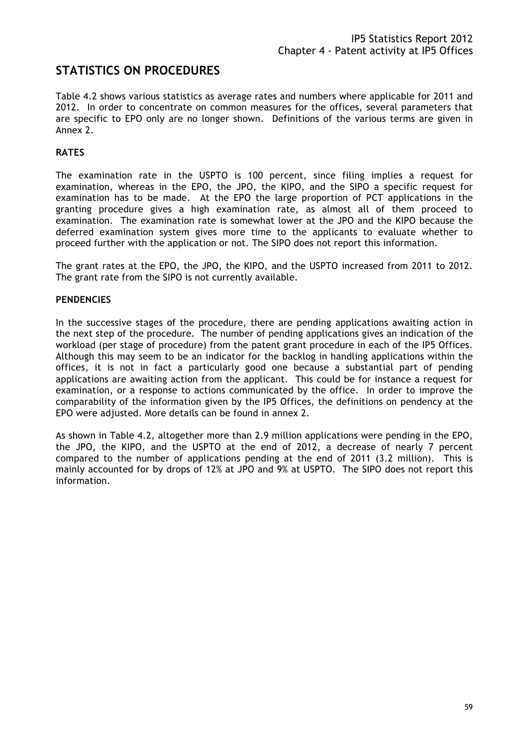## STATISTICS ON PROCEDURES

Table 4.2 shows various statistics as average rates and numbers where applicable for 2011 and 2012. In order to concentrate on common measures for the offices, several parameters that are specific to EPO only are no longer shown. Definitions of the various terms are given in Annex 2.

### RATES

The examination rate in the USPTO is 100 percent, since filing implies a request for examination, whereas in the EPO, the JPO, the KIPO, and the SIPO a specific request for examination has to be made. At the EPO the large proportion of PCT applications in the granting procedure gives a high examination rate, as almost all of them proceed to examination. The examination rate is somewhat lower at the JPO and the KIPO because the deferred examination system gives more time to the applicants to evaluate whether to proceed further with the application or not. The SIPO does not report this information.

The grant rates at the EPO, the JPO, the KIPO, and the USPTO increased from 2011 to 2012. The grant rate from the SIPO is not currently available.

### PENDENCIES

In the successive stages of the procedure, there are pending applications awaiting action in the next step of the procedure. The number of pending applications gives an indication of the workload (per stage of procedure) from the patent grant procedure in each of the IP5 Offices. Although this may seem to be an indicator for the backlog in handling applications within the offices, it is not in fact a particularly good one because a substantial part of pending applications are awaiting action from the applicant. This could be for instance a request for examination, or a response to actions communicated by the office. In order to improve the comparability of the information given by the IP5 Offices, the definitions on pendency at the EPO were adjusted. More details can be found in annex 2.

As shown in Table 4.2, altogether more than 2.9 million applications were pending in the EPO, the JPO, the KIPO, and the USPTO at the end of 2012, a decrease of nearly 7 percent compared to the number of applications pending at the end of 2011 (3.2 million). This is mainly accounted for by drops of 12% at JPO and 9% at USPTO. The SIPO does not report this information.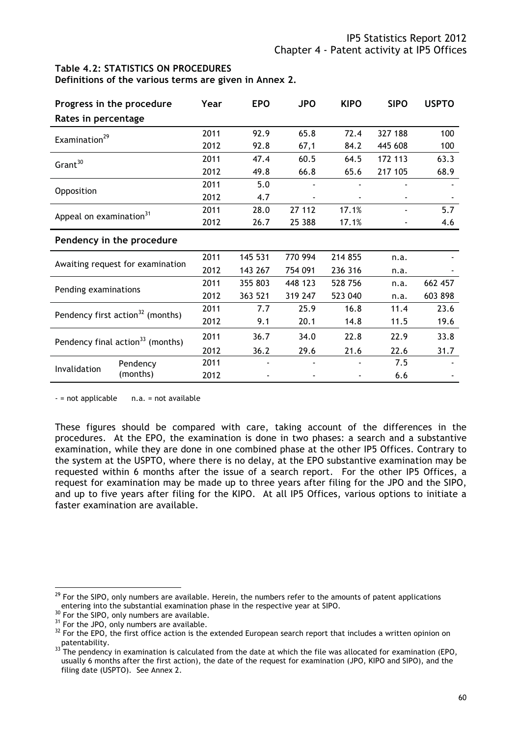**Table 4.2: STATISTICS ON PROCEDURES**
**Definitions of the various terms are given in Annex 2.**

| Progress in the procedure | | Year | EPO | JPO | KIPO | SIPO | USPTO |
|---|---|---|---|---|---|---|---|
| **Rates in percentage** | | | | | | | |
| Examination[29] | | 2011 | 92.9 | 65.8 | 72.4 | 327 188 | 100 |
| | | 2012 | 92.8 | 67,1 | 84.2 | 445 608 | 100 |
| Grant[30] | | 2011 | 47.4 | 60.5 | 64.5 | 172 113 | 63.3 |
| | | 2012 | 49.8 | 66.8 | 65.6 | 217 105 | 68.9 |
| Opposition | | 2011 | 5.0 | - | - | - | - |
| | | 2012 | 4.7 | - | - | - | - |
| Appeal on examination[31] | | 2011 | 28.0 | 27 112 | 17.1% | - | 5.7 |
| | | 2012 | 26.7 | 25 388 | 17.1% | - | 4.6 |
| **Pendency in the procedure** | | | | | | | |
| Awaiting request for examination | | 2011 | 145 531 | 770 994 | 214 855 | n.a. | - |
| | | 2012 | 143 267 | 754 091 | 236 316 | n.a. | - |
| Pending examinations | | 2011 | 355 803 | 448 123 | 528 756 | n.a. | 662 457 |
| | | 2012 | 363 521 | 319 247 | 523 040 | n.a. | 603 898 |
| Pendency first action[32] (months) | | 2011 | 7.7 | 25.9 | 16.8 | 11.4 | 23.6 |
| | | 2012 | 9.1 | 20.1 | 14.8 | 11.5 | 19.6 |
| Pendency final action[33] (months) | | 2011 | 36.7 | 34.0 | 22.8 | 22.9 | 33.8 |
| | | 2012 | 36.2 | 29.6 | 21.6 | 22.6 | 31.7 |
| Invalidation | Pendency (months) | 2011 | - | - | - | 7.5 | - |
| | | 2012 | - | - | - | 6.6 | - |

- = not applicable  n.a. = not available

These figures should be compared with care, taking account of the differences in the procedures. At the EPO, the examination is done in two phases: a search and a substantive examination, while they are done in one combined phase at the other IP5 Offices. Contrary to the system at the USPTO, where there is no delay, at the EPO substantive examination may be requested within 6 months after the issue of a search report. For the other IP5 Offices, a request for examination may be made up to three years after filing for the JPO and the SIPO, and up to five years after filing for the KIPO. At all IP5 Offices, various options to initiate a faster examination are available.

[29] For the SIPO, only numbers are available. Herein, the numbers refer to the amounts of patent applications entering into the substantial examination phase in the respective year at SIPO.
[30] For the SIPO, only numbers are available.
[31] For the JPO, only numbers are available.
[32] For the EPO, the first office action is the extended European search report that includes a written opinion on patentability.
[33] The pendency in examination is calculated from the date at which the file was allocated for examination (EPO, usually 6 months after the first action), the date of the request for examination (JPO, KIPO and SIPO), and the filing date (USPTO). See Annex 2.